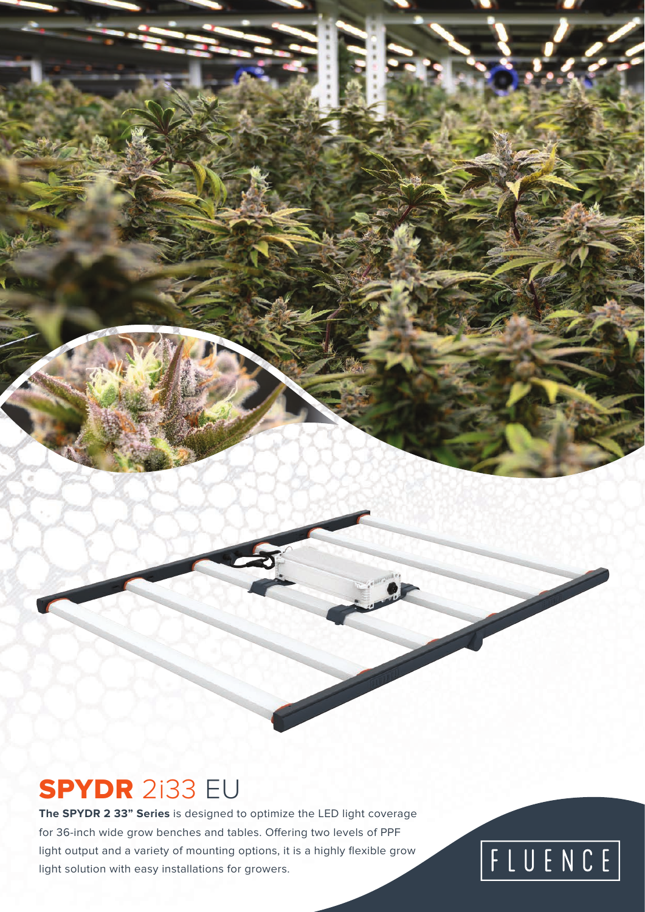# SPYDR 2i33 EU

**The SPYDR 2 33" Series** is designed to optimize the LED light coverage for 36-inch wide grow benches and tables. Offering two levels of PPF light output and a variety of mounting options, it is a highly flexible grow light solution with easy installations for growers.

FLUENCE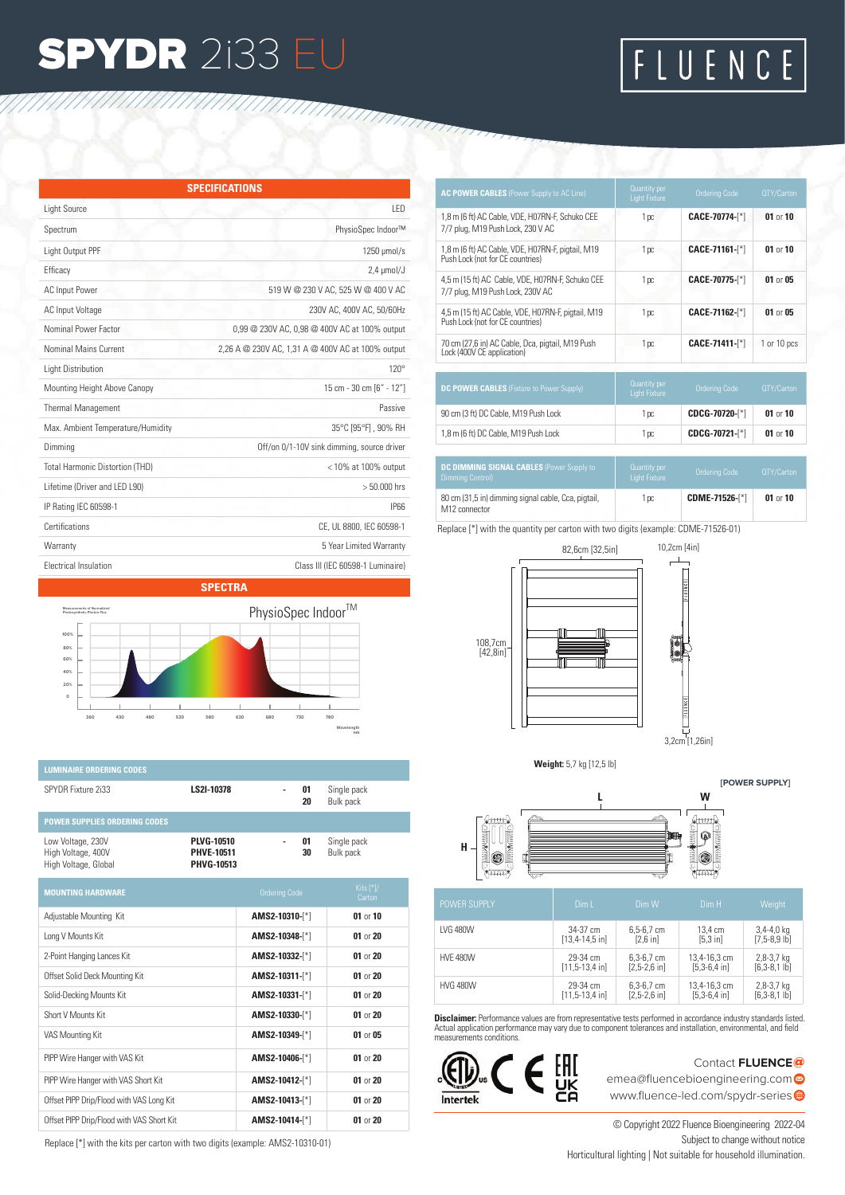# SPYDR 2i33 EU

FLUENCE

| SPECIFICATIONS | |
|---|---|
| Light Source | LED |
| Spectrum | PhysioSpec Indoor™ |
| Light Output PPF | 1250 µmol/s |
| Efficacy | 2,4 µmol/J |
| AC Input Power | 519 W @ 230 V AC, 525 W @ 400 V AC |
| AC Input Voltage | 230V AC, 400V AC, 50/60Hz |
| Nominal Power Factor | 0,99 @ 230V AC, 0,98 @ 400V AC at 100% output |
| Nominal Mains Current | 2,26 A @ 230V AC, 1,31 A @ 400V AC at 100% output |
| Light Distribution | 120° |
| Mounting Height Above Canopy | 15 cm - 30 cm [6" - 12"] |
| Thermal Management | Passive |
| Max. Ambient Temperature/Humidity | 35°C [95°F] , 90% RH |
| Dimming | Off/on 0/1-10V sink dimming, source driver |
| Total Harmonic Distortion (THD) | < 10% at 100% output |
| Lifetime (Driver and LED L90) | > 50.000 hrs |
| IP Rating IEC 60598-1 | IP66 |
| Certifications | CE, UL 8800, IEC 60598-1 |
| Warranty | 5 Year Limited Warranty |
| Electrical Insulation | Class III (IEC 60598-1 Luminaire) |

## SPECTRA

PhysioSpec Indoor™

Measurements of Normalized Photosynthetic Photon Flux

100%
80%
60%
40%
20%
0

360 430 480 530 580 630 680 730 780

Wavelength nm

| LUMINAIRE ORDERING CODES | | | | |
|---|---|---|---|---|
| SPYDR Fixture 2i33 | LS2I-10378 | - | 01<br>20 | Single pack<br>Bulk pack |

| POWER SUPPLIES ORDERING CODES | | | | |
|---|---|---|---|---|
| Low Voltage, 230V<br>High Voltage, 400V<br>High Voltage, Global | PLVG-10510<br>PHVE-10511<br>PHVG-10513 | - | 01<br>30 | Single pack<br>Bulk pack |

| MOUNTING HARDWARE | Ordering Code | Kits [*]/ Carton |
|---|---|---|
| Adjustable Mounting Kit | AMS2-10310-[*] | 01 or 10 |
| Long V Mounts Kit | AMS2-10348-[*] | 01 or 20 |
| 2-Point Hanging Lances Kit | AMS2-10332-[*] | 01 or 20 |
| Offset Solid Deck Mounting Kit | AMS2-10311-[*] | 01 or 20 |
| Solid-Decking Mounts Kit | AMS2-10331-[*] | 01 or 20 |
| Short V Mounts Kit | AMS2-10330-[*] | 01 or 20 |
| VAS Mounting Kit | AMS2-10349-[*] | 01 or 05 |
| PIPP Wire Hanger with VAS Kit | AMS2-10406-[*] | 01 or 20 |
| PIPP Wire Hanger with VAS Short Kit | AMS2-10412-[*] | 01 or 20 |
| Offset PIPP Drip/Flood with VAS Long Kit | AMS2-10413-[*] | 01 or 20 |
| Offset PIPP Drip/Flood with VAS Short Kit | AMS2-10414-[*] | 01 or 20 |

Replace [*] with the kits per carton with two digits (example: AMS2-10310-01)

| AC POWER CABLES (Power Supply to AC Line) | Quantity per Light Fixture | Ordering Code | QTY/Carton |
|---|---|---|---|
| 1,8 m (6 ft) AC Cable, VDE, H07RN-F, Schuko CEE 7/7 plug, M19 Push Lock, 230 V AC | 1 pc | CACE-70774-[*] | 01 or 10 |
| 1,8 m (6 ft) AC Cable, VDE, H07RN-F, pigtail, M19 Push Lock (not for CE countries) | 1 pc | CACE-71161-[*] | 01 or 10 |
| 4,5 m (15 ft) AC Cable, VDE, H07RN-F, Schuko CEE 7/7 plug, M19 Push Lock, 230V AC | 1 pc | CACE-70775-[*] | 01 or 05 |
| 4,5 m (15 ft) AC Cable, VDE, H07RN-F, pigtail, M19 Push Lock (not for CE countries) | 1 pc | CACE-71162-[*] | 01 or 05 |
| 70 cm (27,6 in) AC Cable, Dca, pigtail, M19 Push Lock (400V CE application) | 1 pc | CACE-71411-[*] | 1 or 10 pcs |

| DC POWER CABLES (Fixture to Power Supply) | Quantity per Light Fixture | Ordering Code | QTY/Carton |
|---|---|---|---|
| 90 cm (3 ft) DC Cable, M19 Push Lock | 1 pc | CDCG-70720-[*] | 01 or 10 |
| 1,8 m (6 ft) DC Cable, M19 Push Lock | 1 pc | CDCG-70721-[*] | 01 or 10 |

| DC DIMMING SIGNAL CABLES (Power Supply to Dimming Control) | Quantity per Light Fixture | Ordering Code | QTY/Carton |
|---|---|---|---|
| 80 cm (31,5 in) dimming signal cable, Cca, pigtail, M12 connector | 1 pc | CDME-71526-[*] | 01 or 10 |

Replace [*] with the quantity per carton with two digits (example: CDME-71526-01)

82,6cm [32,5in]

10,2cm [4in]

108,7cm [42,8in]

3,2cm [1,26in]

**Weight:** 5,7 kg [12,5 lb]

[POWER SUPPLY]

L W H

| POWER SUPPLY | Dim L | Dim W | Dim H | Weight |
|---|---|---|---|---|
| LVG 480W | 34-37 cm [13,4-14,5 in] | 6,5-6,7 cm [2,6 in] | 13,4 cm [5,3 in] | 3,4-4,0 kg [7,5-8,9 lb] |
| HVE 480W | 29-34 cm [11,5-13,4 in] | 6,3-6,7 cm [2,5-2,6 in] | 13,4-16,3 cm [5,3-6,4 in] | 2,8-3,7 kg [6,3-8,1 lb] |
| HVG 480W | 29-34 cm [11,5-13,4 in] | 6,3-6,7 cm [2,5-2,6 in] | 13,4-16,3 cm [5,3-6,4 in] | 2,8-3,7 kg [6,3-8,1 lb] |

**Disclaimer:** Performance values are from representative tests performed in accordance industry standards listed. Actual application performance may vary due to component tolerances and installation, environmental, and field measurements conditions.

Intertek

Contact **FLUENCE**
emea@fluencebioengineering.com
www.fluence-led.com/spydr-series

© Copyright 2022 Fluence Bioengineering 2022-04
Subject to change without notice
Horticultural lighting | Not suitable for household illumination.